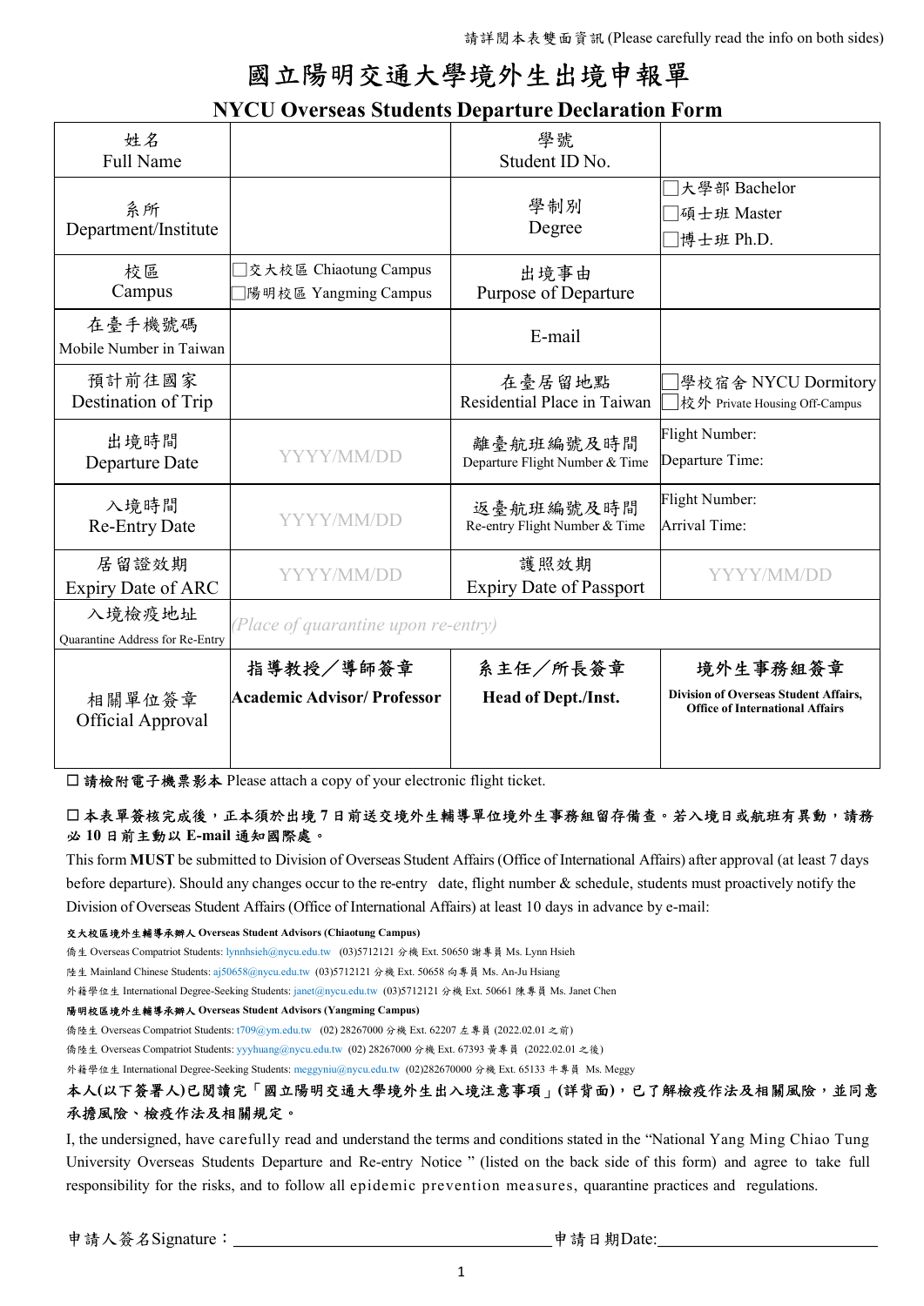請詳閱本表雙面資訊 (Please carefully read the info on both sides)

# 國立陽明交通大學境外生出境申報單

## NYCU Overseas Students Departure Declaration Form

| 姓名 Full Name | | 學號 Student ID No. | |
|---|---|---|---|
| 系所 Department/Institute | | 學制別 Degree | ☐大學部 Bachelor<br>☐碩士班 Master<br>☐博士班 Ph.D. |
| 校區 Campus | ☐交大校區 Chiaotung Campus<br>☐陽明校區 Yangming Campus | 出境事由 Purpose of Departure | |
| 在臺手機號碼 Mobile Number in Taiwan | | E-mail | |
| 預計前往國家 Destination of Trip | | 在臺居留地點 Residential Place in Taiwan | ☐學校宿舍 NYCU Dormitory<br>☐校外 Private Housing Off-Campus |
| 出境時間 Departure Date | YYYY/MM/DD | 離臺航班編號及時間 Departure Flight Number & Time | Flight Number:<br>Departure Time: |
| 入境時間 Re-Entry Date | YYYY/MM/DD | 返臺航班編號及時間 Re-entry Flight Number & Time | Flight Number:<br>Arrival Time: |
| 居留證效期 Expiry Date of ARC | YYYY/MM/DD | 護照效期 Expiry Date of Passport | YYYY/MM/DD |
| 入境檢疫地址 Quarantine Address for Re-Entry | *(Place of quarantine upon re-entry)* | | |
| 相關單位簽章 Official Approval | **指導教授／導師簽章 Academic Advisor/ Professor** | **系主任／所長簽章 Head of Dept./Inst.** | **境外生事務組簽章 Division of Overseas Student Affairs, Office of International Affairs** |

☐ **請檢附電子機票影本** Please attach a copy of your electronic flight ticket.

☐ **本表單簽核完成後，正本須於出境 7 日前送交境外生輔導單位境外生事務組留存備查。若入境日或航班有異動，請務必 10 日前主動以 E-mail 通知國際處。**

This form **MUST** be submitted to Division of Overseas Student Affairs (Office of International Affairs) after approval (at least 7 days before departure). Should any changes occur to the re-entry date, flight number & schedule, students must proactively notify the Division of Overseas Student Affairs (Office of International Affairs) at least 10 days in advance by e-mail:

**交大校區境外生輔導承辦人 Overseas Student Advisors (Chiaotung Campus)**

僑生 Overseas Compatriot Students: lynnhsieh@nycu.edu.tw (03)5712121 分機 Ext. 50650 謝專員 Ms. Lynn Hsieh

陸生 Mainland Chinese Students: aj50658@nycu.edu.tw (03)5712121 分機 Ext. 50658 向專員 Ms. An-Ju Hsiang

外籍學位生 International Degree-Seeking Students: janet@nycu.edu.tw (03)5712121 分機 Ext. 50661 陳專員 Ms. Janet Chen

**陽明校區境外生輔導承辦人 Overseas Student Advisors (Yangming Campus)**

僑陸生 Overseas Compatriot Students: t709@ym.edu.tw (02) 28267000 分機 Ext. 62207 左專員 (2022.02.01 之前)

僑陸生 Overseas Compatriot Students: yyyhuang@nycu.edu.tw (02) 28267000 分機 Ext. 67393 黃專員 (2022.02.01 之後)

外籍學位生 International Degree-Seeking Students: meggyniu@nycu.edu.tw (02)282670000 分機 Ext. 65133 牛專員 Ms. Meggy

**本人(以下簽署人)已閱讀完「國立陽明交通大學境外生出入境注意事項」(詳背面)，已了解檢疫作法及相關風險，並同意承擔風險、檢疫作法及相關規定。**

I, the undersigned, have carefully read and understand the terms and conditions stated in the "National Yang Ming Chiao Tung University Overseas Students Departure and Re-entry Notice " (listed on the back side of this form) and agree to take full responsibility for the risks, and to follow all epidemic prevention measures, quarantine practices and regulations.

申請人簽名Signature：______________________ 申請日期Date:______________________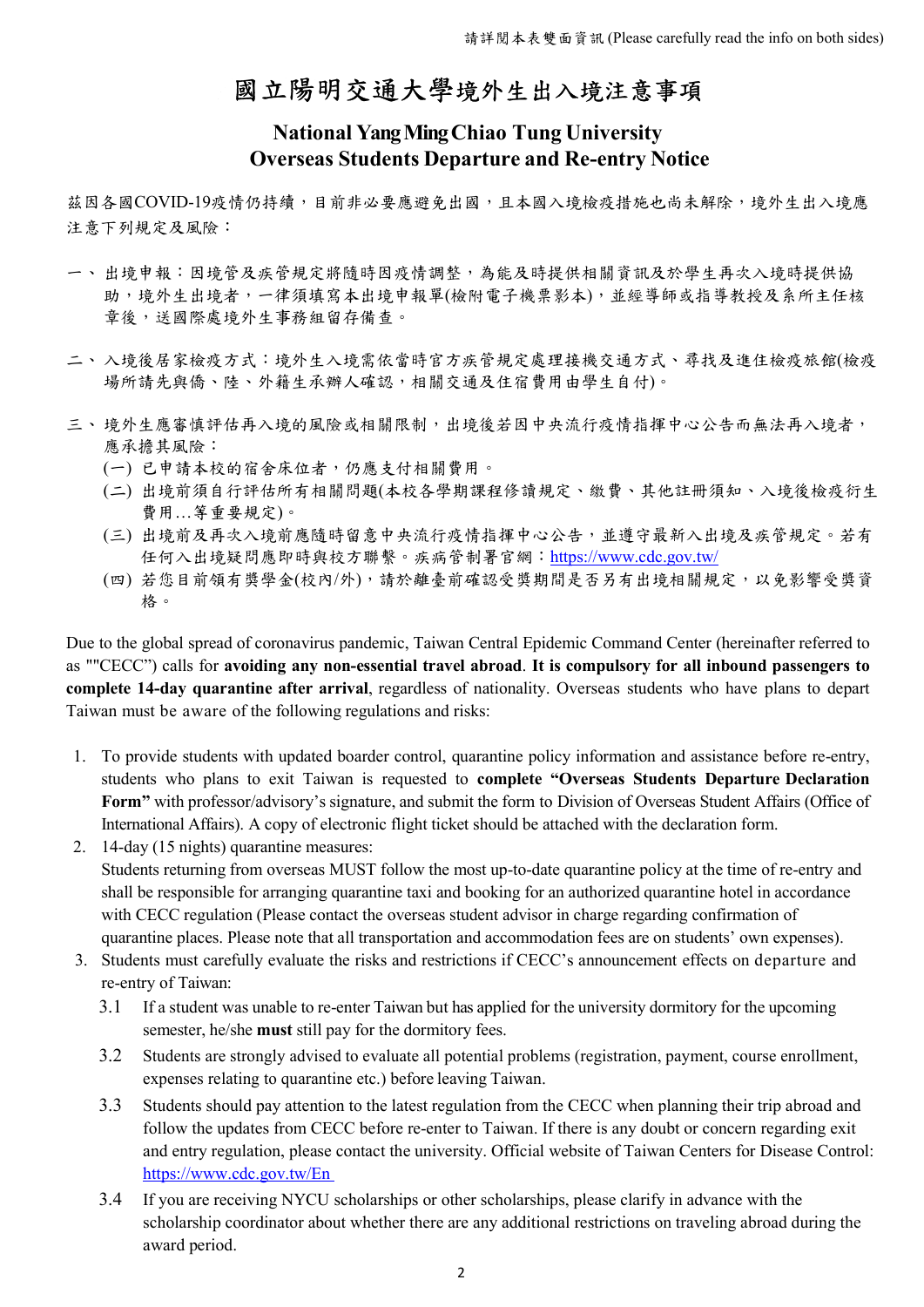請詳閱本表雙面資訊 (Please carefully read the info on both sides)

# 國立陽明交通大學境外生出入境注意事項

## National Yang Ming Chiao Tung University Overseas Students Departure and Re-entry Notice

茲因各國COVID-19疫情仍持續，目前非必要應避免出國，且本國入境檢疫措施也尚未解除，境外生出入境應注意下列規定及風險：

一、出境申報：因境管及疾管規定將隨時因疫情調整，為能及時提供相關資訊及於學生再次入境時提供協助，境外生出境者，一律須填寫本出境申報單(檢附電子機票影本)，並經導師或指導教授及系所主任核章後，送國際處境外生事務組留存備查。

二、入境後居家檢疫方式：境外生入境需依當時官方疾管規定處理接機交通方式、尋找及進住檢疫旅館(檢疫場所請先與僑、陸、外籍生承辦人確認，相關交通及住宿費用由學生自付)。

三、境外生應審慎評估再入境的風險或相關限制，出境後若因中央流行疫情指揮中心公告而無法再入境者，應承擔其風險：

(一) 已申請本校的宿舍床位者，仍應支付相關費用。

(二) 出境前須自行評估所有相關問題(本校各學期課程修讀規定、繳費、其他註冊須知、入境後檢疫衍生費用…等重要規定)。

(三) 出境前及再次入境前應隨時留意中央流行疫情指揮中心公告，並遵守最新入出境及疾管規定。若有任何入出境疑問應即時與校方聯繫。疾病管制署官網：https://www.cdc.gov.tw/

(四) 若您目前領有獎學金(校內/外)，請於離臺前確認受獎期間是否另有出境相關規定，以免影響受獎資格。

Due to the global spread of coronavirus pandemic, Taiwan Central Epidemic Command Center (hereinafter referred to as ""CECC") calls for **avoiding any non-essential travel abroad**. **It is compulsory for all inbound passengers to complete 14-day quarantine after arrival**, regardless of nationality. Overseas students who have plans to depart Taiwan must be aware of the following regulations and risks:

1. To provide students with updated boarder control, quarantine policy information and assistance before re-entry, students who plans to exit Taiwan is requested to **complete "Overseas Students Departure Declaration Form"** with professor/advisory's signature, and submit the form to Division of Overseas Student Affairs (Office of International Affairs). A copy of electronic flight ticket should be attached with the declaration form.
2. 14-day (15 nights) quarantine measures:
   Students returning from overseas MUST follow the most up-to-date quarantine policy at the time of re-entry and shall be responsible for arranging quarantine taxi and booking for an authorized quarantine hotel in accordance with CECC regulation (Please contact the overseas student advisor in charge regarding confirmation of quarantine places. Please note that all transportation and accommodation fees are on students' own expenses).
3. Students must carefully evaluate the risks and restrictions if CECC's announcement effects on departure and re-entry of Taiwan:
   - 3.1 If a student was unable to re-enter Taiwan but has applied for the university dormitory for the upcoming semester, he/she **must** still pay for the dormitory fees.
   - 3.2 Students are strongly advised to evaluate all potential problems (registration, payment, course enrollment, expenses relating to quarantine etc.) before leaving Taiwan.
   - 3.3 Students should pay attention to the latest regulation from the CECC when planning their trip abroad and follow the updates from CECC before re-enter to Taiwan. If there is any doubt or concern regarding exit and entry regulation, please contact the university. Official website of Taiwan Centers for Disease Control: https://www.cdc.gov.tw/En
   - 3.4 If you are receiving NYCU scholarships or other scholarships, please clarify in advance with the scholarship coordinator about whether there are any additional restrictions on traveling abroad during the award period.